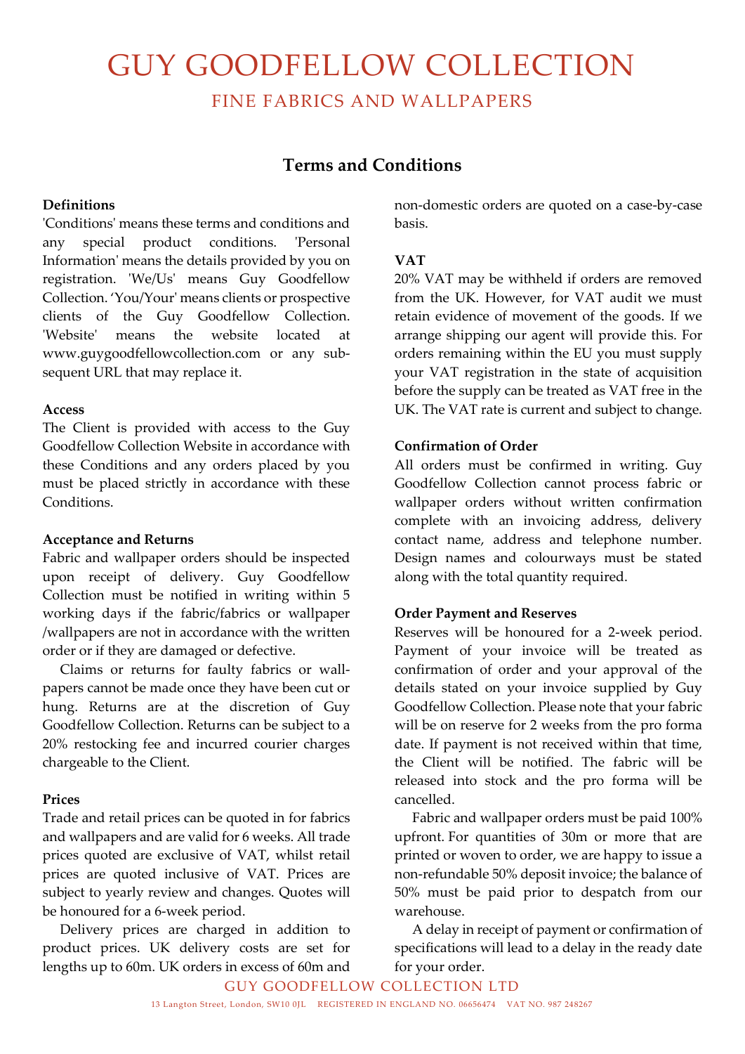# GUY GOODFELLOW COLLECTION

## FINE FABRICS AND WALLPAPERS

## Terms and Conditions

### Definitions

'Conditions' means these terms and conditions and any special product conditions. 'Personal Information' means the details provided by you on registration. 'We/Us' means Guy Goodfellow Collection. 'You/Your' means clients or prospective clients of the Guy Goodfellow Collection. 'Website' means the website located at www.guygoodfellowcollection.com or any subsequent URL that may replace it.

### Access

The Client is provided with access to the Guy Goodfellow Collection Website in accordance with these Conditions and any orders placed by you must be placed strictly in accordance with these Conditions.

### Acceptance and Returns

Fabric and wallpaper orders should be inspected upon receipt of delivery. Guy Goodfellow Collection must be notified in writing within 5 working days if the fabric/fabrics or wallpaper /wallpapers are not in accordance with the written order or if they are damaged or defective.

Claims or returns for faulty fabrics or wallpapers cannot be made once they have been cut or hung. Returns are at the discretion of Guy Goodfellow Collection. Returns can be subject to a 20% restocking fee and incurred courier charges chargeable to the Client.

### Prices

Trade and retail prices can be quoted in for fabrics and wallpapers and are valid for 6 weeks. All trade prices quoted are exclusive of VAT, whilst retail prices are quoted inclusive of VAT. Prices are subject to yearly review and changes. Quotes will be honoured for a 6-week period.

Delivery prices are charged in addition to product prices. UK delivery costs are set for lengths up to 60m. UK orders in excess of 60m and non-domestic orders are quoted on a case-by-case basis.

### VAT

20% VAT may be withheld if orders are removed from the UK. However, for VAT audit we must retain evidence of movement of the goods. If we arrange shipping our agent will provide this. For orders remaining within the EU you must supply your VAT registration in the state of acquisition before the supply can be treated as VAT free in the UK. The VAT rate is current and subject to change.

### Confirmation of Order

All orders must be confirmed in writing. Guy Goodfellow Collection cannot process fabric or wallpaper orders without written confirmation complete with an invoicing address, delivery contact name, address and telephone number. Design names and colourways must be stated along with the total quantity required.

### Order Payment and Reserves

Reserves will be honoured for a 2-week period. Payment of your invoice will be treated as confirmation of order and your approval of the details stated on your invoice supplied by Guy Goodfellow Collection. Please note that your fabric will be on reserve for 2 weeks from the pro forma date. If payment is not received within that time, the Client will be notified. The fabric will be released into stock and the pro forma will be cancelled.

Fabric and wallpaper orders must be paid 100% upfront. For quantities of 30m or more that are printed or woven to order, we are happy to issue a non-refundable 50% deposit invoice; the balance of 50% must be paid prior to despatch from our warehouse.

A delay in receipt of payment or confirmation of specifications will lead to a delay in the ready date for your order.

GUY GOODFELLOW COLLECTION LTD

13 Langton Street, London, SW10 0JL REGISTERED IN ENGLAND NO. 06656474 VAT NO. 987 248267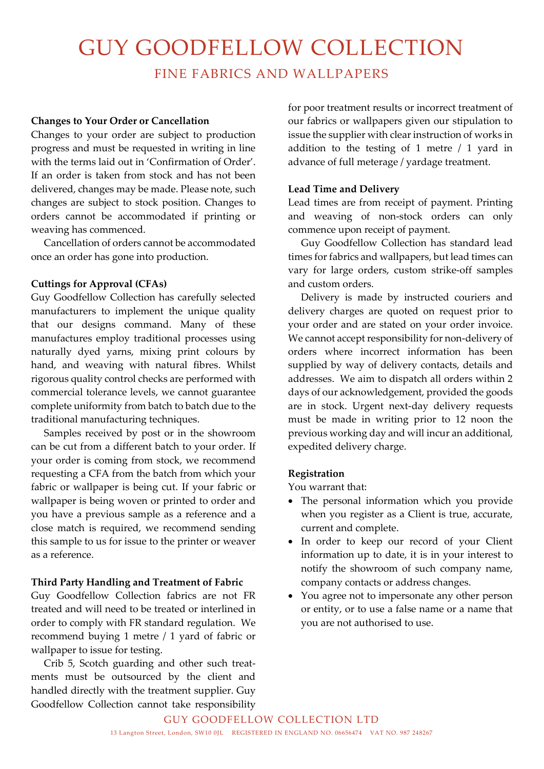# GUY GOODFELLOW COLLECTION

## FINE FABRICS AND WALLPAPERS

**Changes to Your Order or Cancellation**

Changes to your order are subject to production progress and must be requested in writing in line with the terms laid out in 'Confirmation of Order'. If an order is taken from stock and has not been delivered, changes may be made. Please note, such changes are subject to stock position. Changes to orders cannot be accommodated if printing or weaving has commenced.

Cancellation of orders cannot be accommodated once an order has gone into production.

**Cuttings for Approval (CFAs)**

Guy Goodfellow Collection has carefully selected manufacturers to implement the unique quality that our designs command. Many of these manufactures employ traditional processes using naturally dyed yarns, mixing print colours by hand, and weaving with natural fibres. Whilst rigorous quality control checks are performed with commercial tolerance levels, we cannot guarantee complete uniformity from batch to batch due to the traditional manufacturing techniques.

Samples received by post or in the showroom can be cut from a different batch to your order. If your order is coming from stock, we recommend requesting a CFA from the batch from which your fabric or wallpaper is being cut. If your fabric or wallpaper is being woven or printed to order and you have a previous sample as a reference and a close match is required, we recommend sending this sample to us for issue to the printer or weaver as a reference.

**Third Party Handling and Treatment of Fabric**

Guy Goodfellow Collection fabrics are not FR treated and will need to be treated or interlined in order to comply with FR standard regulation. We recommend buying 1 metre / 1 yard of fabric or wallpaper to issue for testing.

Crib 5, Scotch guarding and other such treatments must be outsourced by the client and handled directly with the treatment supplier. Guy Goodfellow Collection cannot take responsibility for poor treatment results or incorrect treatment of our fabrics or wallpapers given our stipulation to issue the supplier with clear instruction of works in addition to the testing of 1 metre / 1 yard in advance of full meterage / yardage treatment.

**Lead Time and Delivery**

Lead times are from receipt of payment. Printing and weaving of non-stock orders can only commence upon receipt of payment.

Guy Goodfellow Collection has standard lead times for fabrics and wallpapers, but lead times can vary for large orders, custom strike-off samples and custom orders.

Delivery is made by instructed couriers and delivery charges are quoted on request prior to your order and are stated on your order invoice. We cannot accept responsibility for non-delivery of orders where incorrect information has been supplied by way of delivery contacts, details and addresses. We aim to dispatch all orders within 2 days of our acknowledgement, provided the goods are in stock. Urgent next-day delivery requests must be made in writing prior to 12 noon the previous working day and will incur an additional, expedited delivery charge.

**Registration**

You warrant that:

- The personal information which you provide when you register as a Client is true, accurate, current and complete.
- In order to keep our record of your Client information up to date, it is in your interest to notify the showroom of such company name, company contacts or address changes.
- You agree not to impersonate any other person or entity, or to use a false name or a name that you are not authorised to use.

GUY GOODFELLOW COLLECTION LTD

13 Langton Street, London, SW10 0JL REGISTERED IN ENGLAND NO. 06656474 VAT NO. 987 248267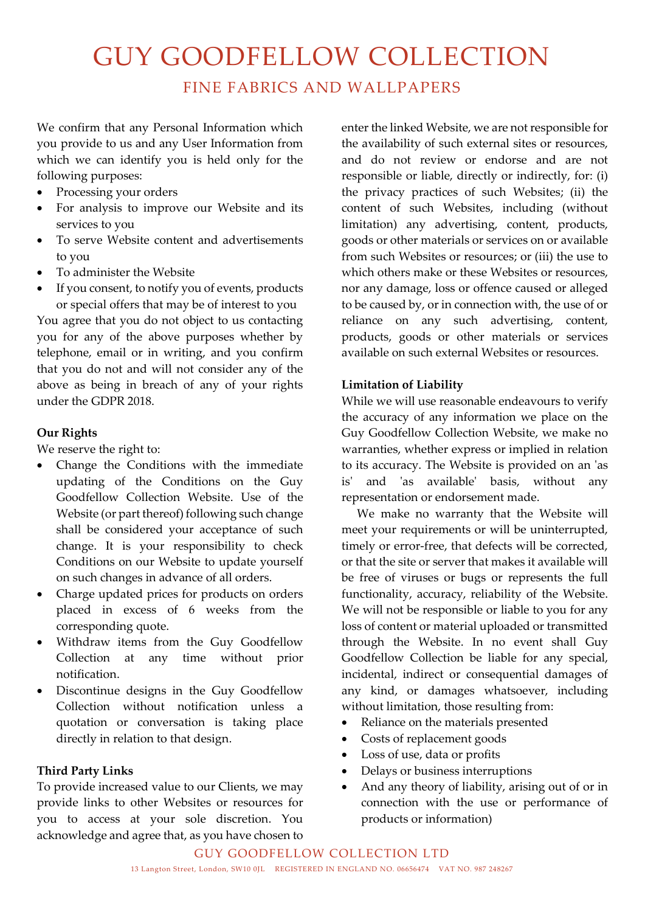# GUY GOODFELLOW COLLECTION

## FINE FABRICS AND WALLPAPERS

We confirm that any Personal Information which you provide to us and any User Information from which we can identify you is held only for the following purposes:

- Processing your orders
- For analysis to improve our Website and its services to you
- To serve Website content and advertisements to you
- To administer the Website
- If you consent, to notify you of events, products or special offers that may be of interest to you

You agree that you do not object to us contacting you for any of the above purposes whether by telephone, email or in writing, and you confirm that you do not and will not consider any of the above as being in breach of any of your rights under the GDPR 2018.

**Our Rights**

We reserve the right to:

- Change the Conditions with the immediate updating of the Conditions on the Guy Goodfellow Collection Website. Use of the Website (or part thereof) following such change shall be considered your acceptance of such change. It is your responsibility to check Conditions on our Website to update yourself on such changes in advance of all orders.
- Charge updated prices for products on orders placed in excess of 6 weeks from the corresponding quote.
- Withdraw items from the Guy Goodfellow Collection at any time without prior notification.
- Discontinue designs in the Guy Goodfellow Collection without notification unless a quotation or conversation is taking place directly in relation to that design.

**Third Party Links**

To provide increased value to our Clients, we may provide links to other Websites or resources for you to access at your sole discretion. You acknowledge and agree that, as you have chosen to enter the linked Website, we are not responsible for the availability of such external sites or resources, and do not review or endorse and are not responsible or liable, directly or indirectly, for: (i) the privacy practices of such Websites; (ii) the content of such Websites, including (without limitation) any advertising, content, products, goods or other materials or services on or available from such Websites or resources; or (iii) the use to which others make or these Websites or resources, nor any damage, loss or offence caused or alleged to be caused by, or in connection with, the use of or reliance on any such advertising, content, products, goods or other materials or services available on such external Websites or resources.

**Limitation of Liability**

While we will use reasonable endeavours to verify the accuracy of any information we place on the Guy Goodfellow Collection Website, we make no warranties, whether express or implied in relation to its accuracy. The Website is provided on an 'as is' and 'as available' basis, without any representation or endorsement made.

We make no warranty that the Website will meet your requirements or will be uninterrupted, timely or error-free, that defects will be corrected, or that the site or server that makes it available will be free of viruses or bugs or represents the full functionality, accuracy, reliability of the Website. We will not be responsible or liable to you for any loss of content or material uploaded or transmitted through the Website. In no event shall Guy Goodfellow Collection be liable for any special, incidental, indirect or consequential damages of any kind, or damages whatsoever, including without limitation, those resulting from:

- Reliance on the materials presented
- Costs of replacement goods
- Loss of use, data or profits
- Delays or business interruptions
- And any theory of liability, arising out of or in connection with the use or performance of products or information)

GUY GOODFELLOW COLLECTION LTD

13 Langton Street, London, SW10 0JL REGISTERED IN ENGLAND NO. 06656474 VAT NO. 987 248267